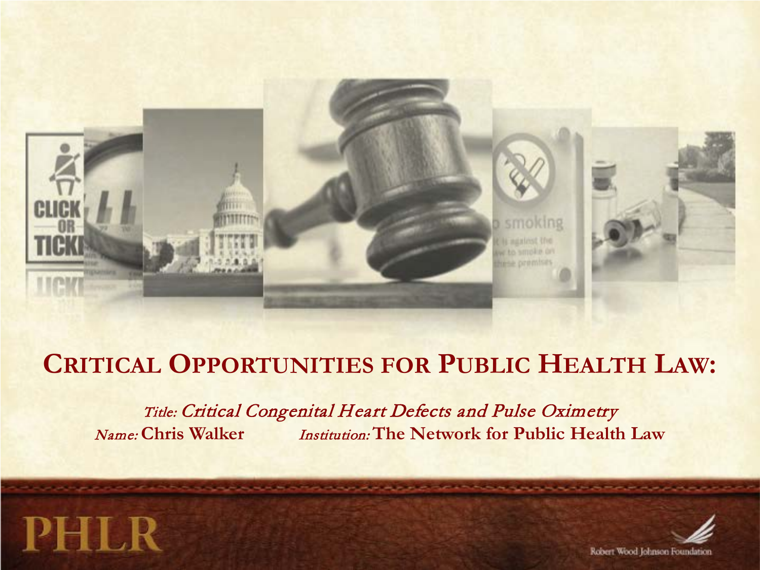# CRITICAL OPPORTUNITIES FOR PUBLIC HEALTH LAW:

*Title:* *Critical Congenital Heart Defects and Pulse Oximetry*

*Name:* **Chris Walker** *Institution:* **The Network for Public Health Law**

PHLR

Robert Wood Johnson Foundation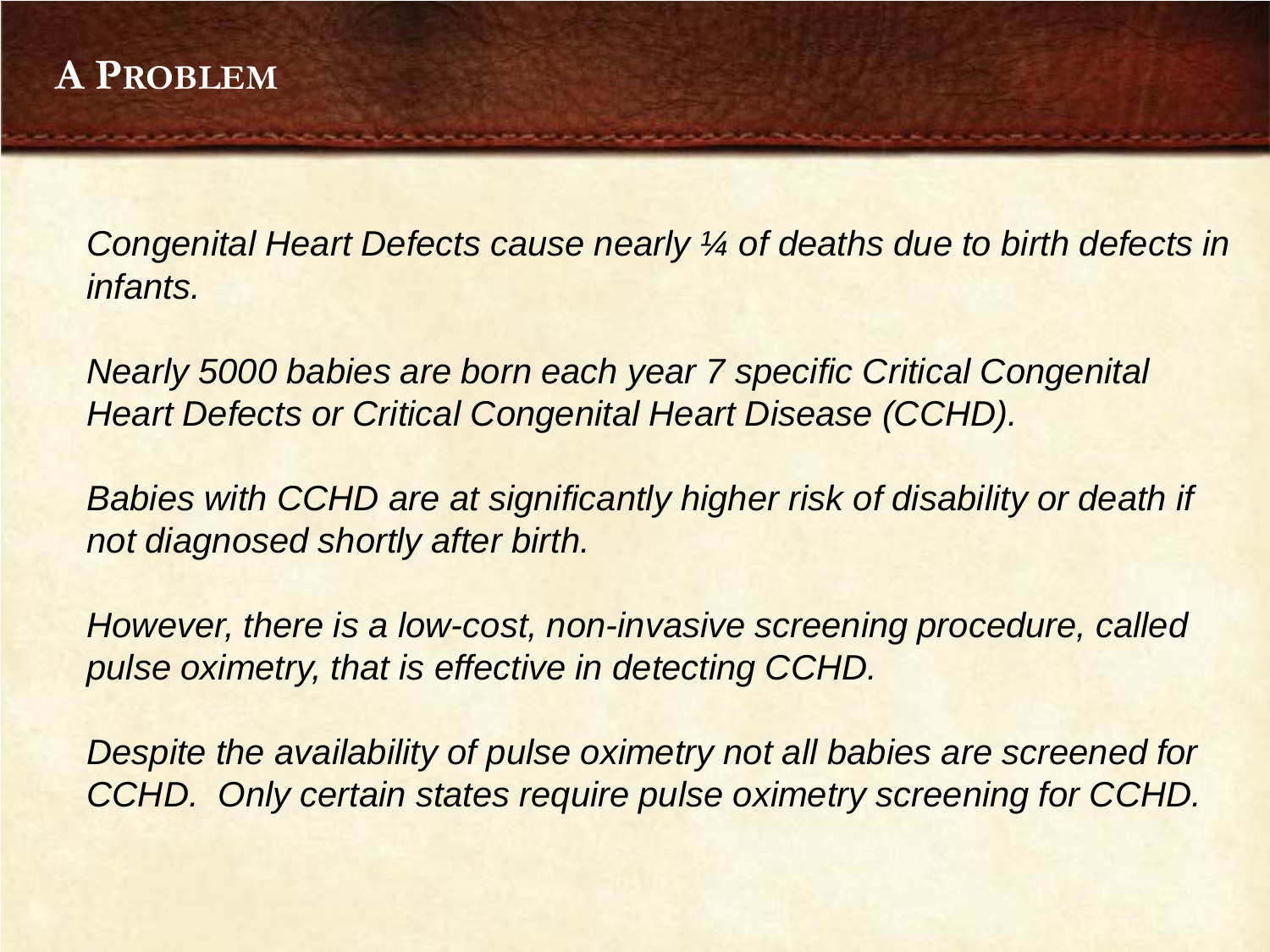# A Problem

*Congenital Heart Defects cause nearly ¼ of deaths due to birth defects in infants.*

*Nearly 5000 babies are born each year 7 specific Critical Congenital Heart Defects or Critical Congenital Heart Disease (CCHD).*

*Babies with CCHD are at significantly higher risk of disability or death if not diagnosed shortly after birth.*

*However, there is a low-cost, non-invasive screening procedure, called pulse oximetry, that is effective in detecting CCHD.*

*Despite the availability of pulse oximetry not all babies are screened for CCHD.  Only certain states require pulse oximetry screening for CCHD.*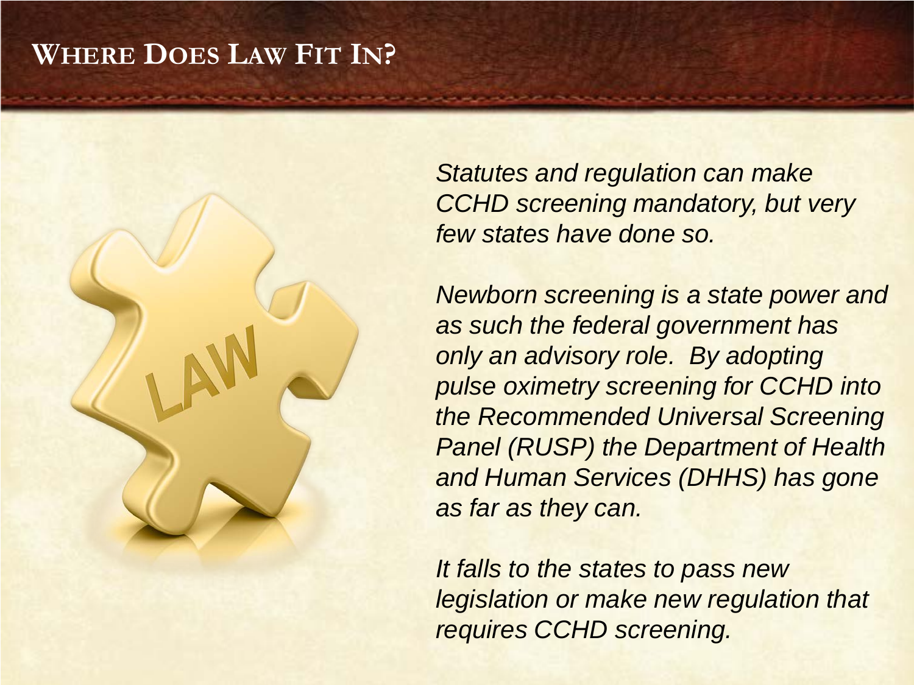# Where Does Law Fit In?

*Statutes and regulation can make CCHD screening mandatory, but very few states have done so.*

*Newborn screening is a state power and as such the federal government has only an advisory role. By adopting pulse oximetry screening for CCHD into the Recommended Universal Screening Panel (RUSP) the Department of Health and Human Services (DHHS) has gone as far as they can.*

*It falls to the states to pass new legislation or make new regulation that requires CCHD screening.*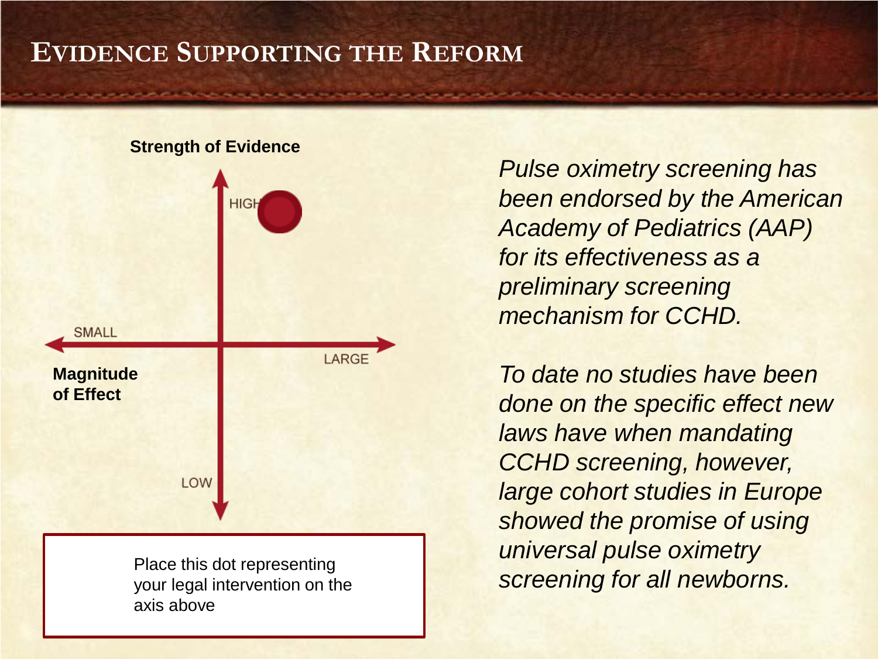# Evidence Supporting the Reform

**Strength of Evidence**

HIGH

SMALL

LARGE

**Magnitude of Effect**

LOW

Place this dot representing your legal intervention on the axis above

*Pulse oximetry screening has been endorsed by the American Academy of Pediatrics (AAP) for its effectiveness as a preliminary screening mechanism for CCHD.*

*To date no studies have been done on the specific effect new laws have when mandating CCHD screening, however, large cohort studies in Europe showed the promise of using universal pulse oximetry screening for all newborns.*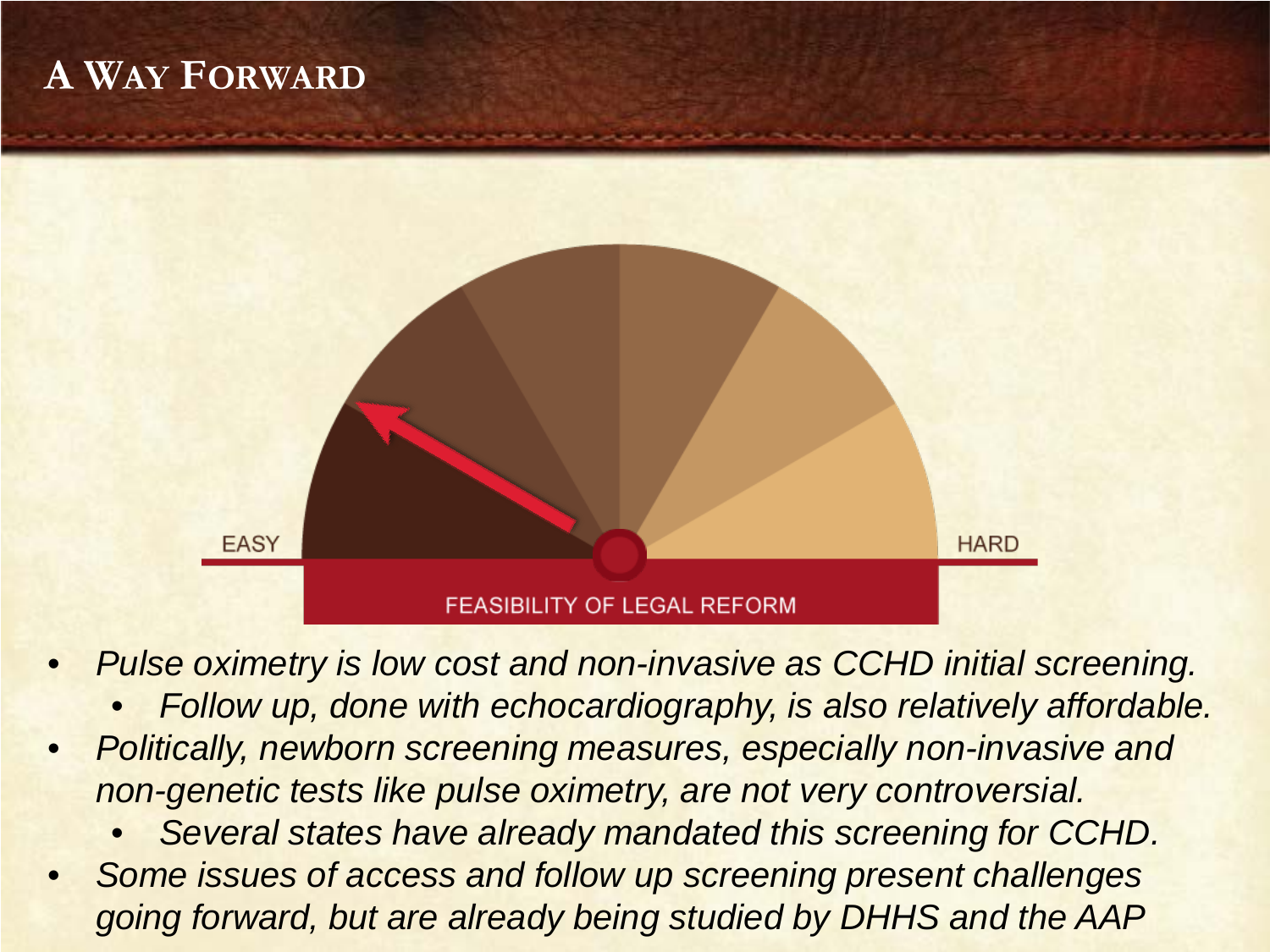# A Way Forward

EASY

HARD

FEASIBILITY OF LEGAL REFORM

- *Pulse oximetry is low cost and non-invasive as CCHD initial screening.*
  - *Follow up, done with echocardiography, is also relatively affordable.*
- *Politically, newborn screening measures, especially non-invasive and non-genetic tests like pulse oximetry, are not very controversial.*
  - *Several states have already mandated this screening for CCHD.*
- *Some issues of access and follow up screening present challenges going forward, but are already being studied by DHHS and the AAP*